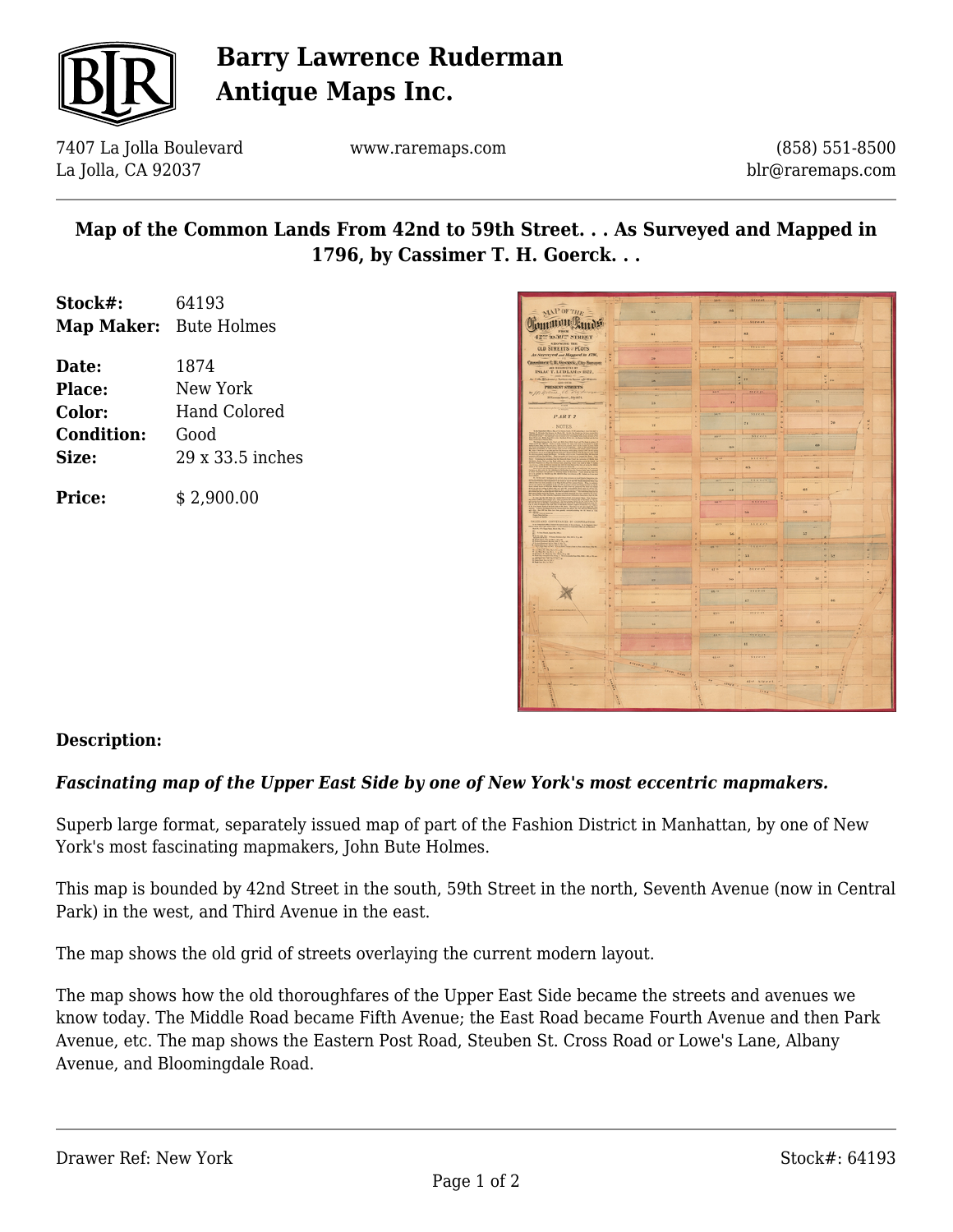# Barry Lawrence Ruderman Antique Maps Inc.

7407 La Jolla Boulevard
La Jolla, CA 92037

www.raremaps.com

(858) 551-8500
blr@raremaps.com

## Map of the Common Lands From 42nd to 59th Street. . . As Surveyed and Mapped in 1796, by Cassimer T. H. Goerck. . .

**Stock#:** 64193
**Map Maker:** Bute Holmes

**Date:** 1874
**Place:** New York
**Color:** Hand Colored
**Condition:** Good
**Size:** 29 x 33.5 inches

**Price:** $ 2,900.00

**Description:**

***Fascinating map of the Upper East Side by one of New York's most eccentric mapmakers.***

Superb large format, separately issued map of part of the Fashion District in Manhattan, by one of New York's most fascinating mapmakers, John Bute Holmes.

This map is bounded by 42nd Street in the south, 59th Street in the north, Seventh Avenue (now in Central Park) in the west, and Third Avenue in the east.

The map shows the old grid of streets overlaying the current modern layout.

The map shows how the old thoroughfares of the Upper East Side became the streets and avenues we know today. The Middle Road became Fifth Avenue; the East Road became Fourth Avenue and then Park Avenue, etc. The map shows the Eastern Post Road, Steuben St. Cross Road or Lowe's Lane, Albany Avenue, and Bloomingdale Road.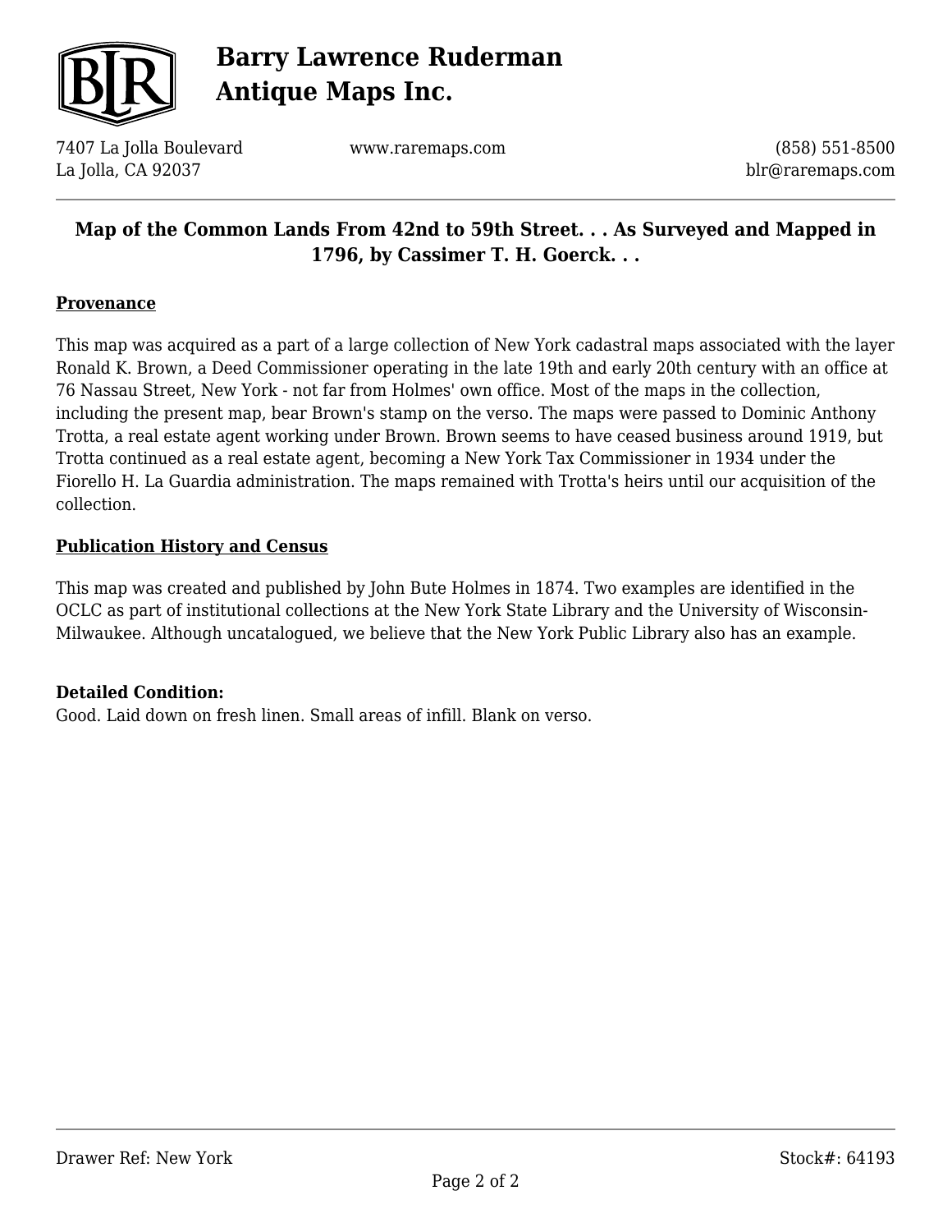## Map of the Common Lands From 42nd to 59th Street. . . As Surveyed and Mapped in 1796, by Cassimer T. H. Goerck. . .

### Provenance

This map was acquired as a part of a large collection of New York cadastral maps associated with the layer Ronald K. Brown, a Deed Commissioner operating in the late 19th and early 20th century with an office at 76 Nassau Street, New York - not far from Holmes' own office. Most of the maps in the collection, including the present map, bear Brown's stamp on the verso. The maps were passed to Dominic Anthony Trotta, a real estate agent working under Brown. Brown seems to have ceased business around 1919, but Trotta continued as a real estate agent, becoming a New York Tax Commissioner in 1934 under the Fiorello H. La Guardia administration. The maps remained with Trotta's heirs until our acquisition of the collection.

### Publication History and Census

This map was created and published by John Bute Holmes in 1874. Two examples are identified in the OCLC as part of institutional collections at the New York State Library and the University of Wisconsin-Milwaukee. Although uncatalogued, we believe that the New York Public Library also has an example.

**Detailed Condition:**
Good. Laid down on fresh linen. Small areas of infill. Blank on verso.